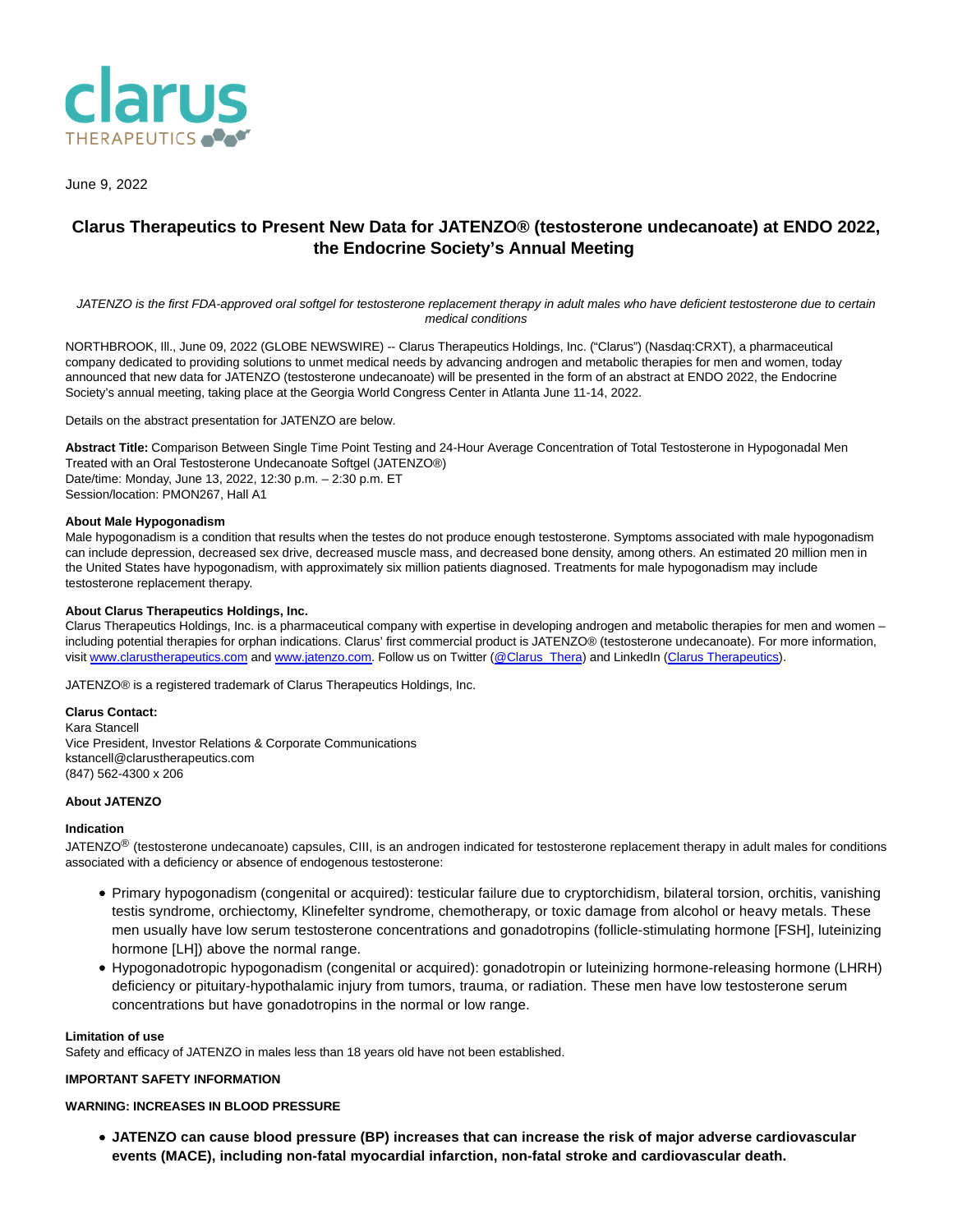June 9, 2022

# Clarus Therapeutics to Present New Data for JATENZO® (testosterone undecanoate) at ENDO 2022, the Endocrine Society's Annual Meeting

*JATENZO is the first FDA-approved oral softgel for testosterone replacement therapy in adult males who have deficient testosterone due to certain medical conditions*

NORTHBROOK, Ill., June 09, 2022 (GLOBE NEWSWIRE) -- Clarus Therapeutics Holdings, Inc. ("Clarus") (Nasdaq:CRXT), a pharmaceutical company dedicated to providing solutions to unmet medical needs by advancing androgen and metabolic therapies for men and women, today announced that new data for JATENZO (testosterone undecanoate) will be presented in the form of an abstract at ENDO 2022, the Endocrine Society's annual meeting, taking place at the Georgia World Congress Center in Atlanta June 11-14, 2022.

Details on the abstract presentation for JATENZO are below.

**Abstract Title:** Comparison Between Single Time Point Testing and 24-Hour Average Concentration of Total Testosterone in Hypogonadal Men Treated with an Oral Testosterone Undecanoate Softgel (JATENZO®)
Date/time: Monday, June 13, 2022, 12:30 p.m. – 2:30 p.m. ET
Session/location: PMON267, Hall A1

**About Male Hypogonadism**
Male hypogonadism is a condition that results when the testes do not produce enough testosterone. Symptoms associated with male hypogonadism can include depression, decreased sex drive, decreased muscle mass, and decreased bone density, among others. An estimated 20 million men in the United States have hypogonadism, with approximately six million patients diagnosed. Treatments for male hypogonadism may include testosterone replacement therapy.

**About Clarus Therapeutics Holdings, Inc.**
Clarus Therapeutics Holdings, Inc. is a pharmaceutical company with expertise in developing androgen and metabolic therapies for men and women – including potential therapies for orphan indications. Clarus' first commercial product is JATENZO® (testosterone undecanoate). For more information, visit www.clarustherapeutics.com and www.jatenzo.com. Follow us on Twitter (@Clarus_Thera) and LinkedIn (Clarus Therapeutics).

JATENZO® is a registered trademark of Clarus Therapeutics Holdings, Inc.

**Clarus Contact:**
Kara Stancell
Vice President, Investor Relations & Corporate Communications
kstancell@clarustherapeutics.com
(847) 562-4300 x 206

**About JATENZO**

**Indication**
JATENZO® (testosterone undecanoate) capsules, CIII, is an androgen indicated for testosterone replacement therapy in adult males for conditions associated with a deficiency or absence of endogenous testosterone:

- Primary hypogonadism (congenital or acquired): testicular failure due to cryptorchidism, bilateral torsion, orchitis, vanishing testis syndrome, orchiectomy, Klinefelter syndrome, chemotherapy, or toxic damage from alcohol or heavy metals. These men usually have low serum testosterone concentrations and gonadotropins (follicle-stimulating hormone [FSH], luteinizing hormone [LH]) above the normal range.
- Hypogonadotropic hypogonadism (congenital or acquired): gonadotropin or luteinizing hormone-releasing hormone (LHRH) deficiency or pituitary-hypothalamic injury from tumors, trauma, or radiation. These men have low testosterone serum concentrations but have gonadotropins in the normal or low range.

**Limitation of use**
Safety and efficacy of JATENZO in males less than 18 years old have not been established.

**IMPORTANT SAFETY INFORMATION**

**WARNING: INCREASES IN BLOOD PRESSURE**

- **JATENZO can cause blood pressure (BP) increases that can increase the risk of major adverse cardiovascular events (MACE), including non-fatal myocardial infarction, non-fatal stroke and cardiovascular death.**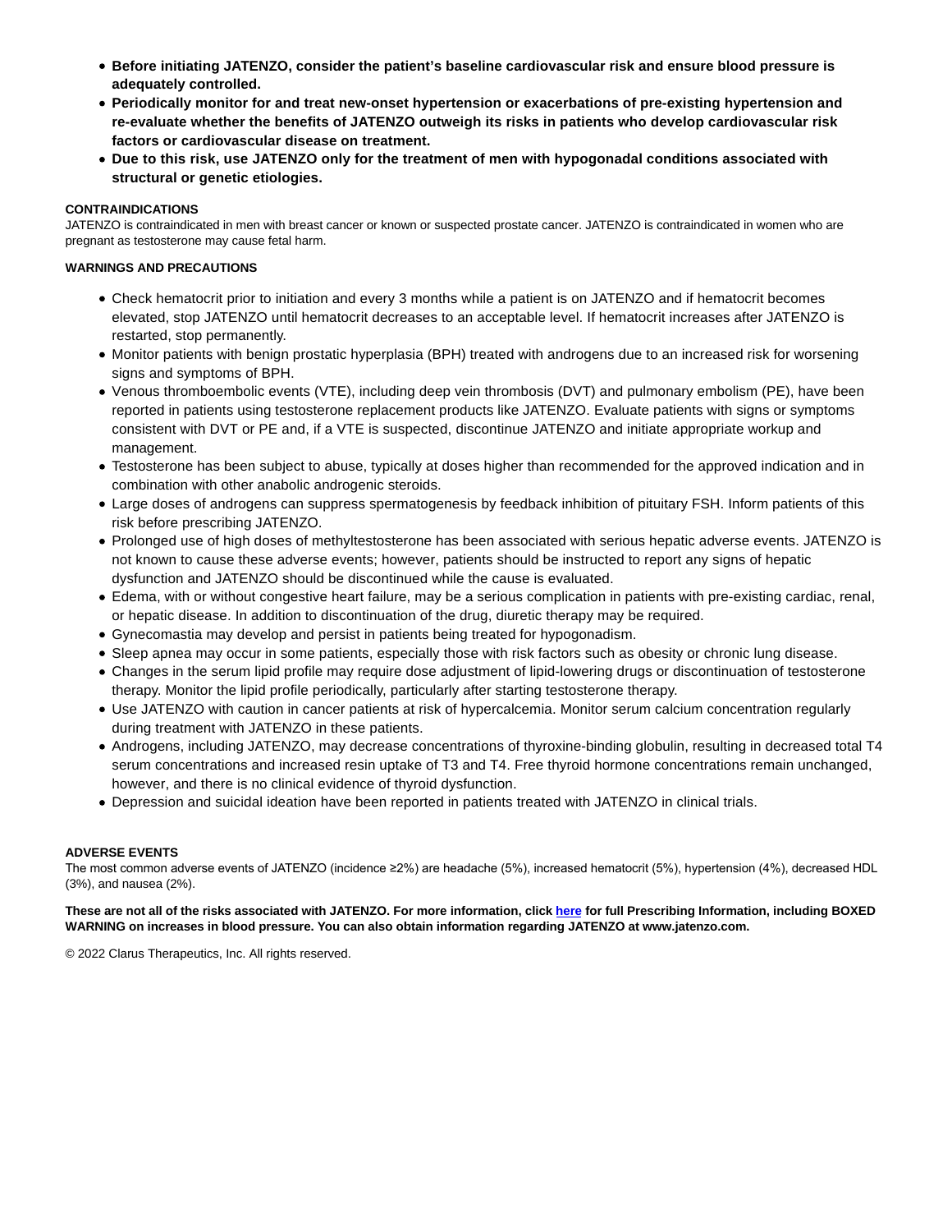- **Before initiating JATENZO, consider the patient's baseline cardiovascular risk and ensure blood pressure is adequately controlled.**
- **Periodically monitor for and treat new-onset hypertension or exacerbations of pre-existing hypertension and re-evaluate whether the benefits of JATENZO outweigh its risks in patients who develop cardiovascular risk factors or cardiovascular disease on treatment.**
- **Due to this risk, use JATENZO only for the treatment of men with hypogonadal conditions associated with structural or genetic etiologies.**

**CONTRAINDICATIONS**

JATENZO is contraindicated in men with breast cancer or known or suspected prostate cancer. JATENZO is contraindicated in women who are pregnant as testosterone may cause fetal harm.

**WARNINGS AND PRECAUTIONS**

- Check hematocrit prior to initiation and every 3 months while a patient is on JATENZO and if hematocrit becomes elevated, stop JATENZO until hematocrit decreases to an acceptable level. If hematocrit increases after JATENZO is restarted, stop permanently.
- Monitor patients with benign prostatic hyperplasia (BPH) treated with androgens due to an increased risk for worsening signs and symptoms of BPH.
- Venous thromboembolic events (VTE), including deep vein thrombosis (DVT) and pulmonary embolism (PE), have been reported in patients using testosterone replacement products like JATENZO. Evaluate patients with signs or symptoms consistent with DVT or PE and, if a VTE is suspected, discontinue JATENZO and initiate appropriate workup and management.
- Testosterone has been subject to abuse, typically at doses higher than recommended for the approved indication and in combination with other anabolic androgenic steroids.
- Large doses of androgens can suppress spermatogenesis by feedback inhibition of pituitary FSH. Inform patients of this risk before prescribing JATENZO.
- Prolonged use of high doses of methyltestosterone has been associated with serious hepatic adverse events. JATENZO is not known to cause these adverse events; however, patients should be instructed to report any signs of hepatic dysfunction and JATENZO should be discontinued while the cause is evaluated.
- Edema, with or without congestive heart failure, may be a serious complication in patients with pre-existing cardiac, renal, or hepatic disease. In addition to discontinuation of the drug, diuretic therapy may be required.
- Gynecomastia may develop and persist in patients being treated for hypogonadism.
- Sleep apnea may occur in some patients, especially those with risk factors such as obesity or chronic lung disease.
- Changes in the serum lipid profile may require dose adjustment of lipid-lowering drugs or discontinuation of testosterone therapy. Monitor the lipid profile periodically, particularly after starting testosterone therapy.
- Use JATENZO with caution in cancer patients at risk of hypercalcemia. Monitor serum calcium concentration regularly during treatment with JATENZO in these patients.
- Androgens, including JATENZO, may decrease concentrations of thyroxine-binding globulin, resulting in decreased total T4 serum concentrations and increased resin uptake of T3 and T4. Free thyroid hormone concentrations remain unchanged, however, and there is no clinical evidence of thyroid dysfunction.
- Depression and suicidal ideation have been reported in patients treated with JATENZO in clinical trials.

**ADVERSE EVENTS**

The most common adverse events of JATENZO (incidence ≥2%) are headache (5%), increased hematocrit (5%), hypertension (4%), decreased HDL (3%), and nausea (2%).

**These are not all of the risks associated with JATENZO. For more information, click here for full Prescribing Information, including BOXED WARNING on increases in blood pressure. You can also obtain information regarding JATENZO at www.jatenzo.com.**

© 2022 Clarus Therapeutics, Inc. All rights reserved.